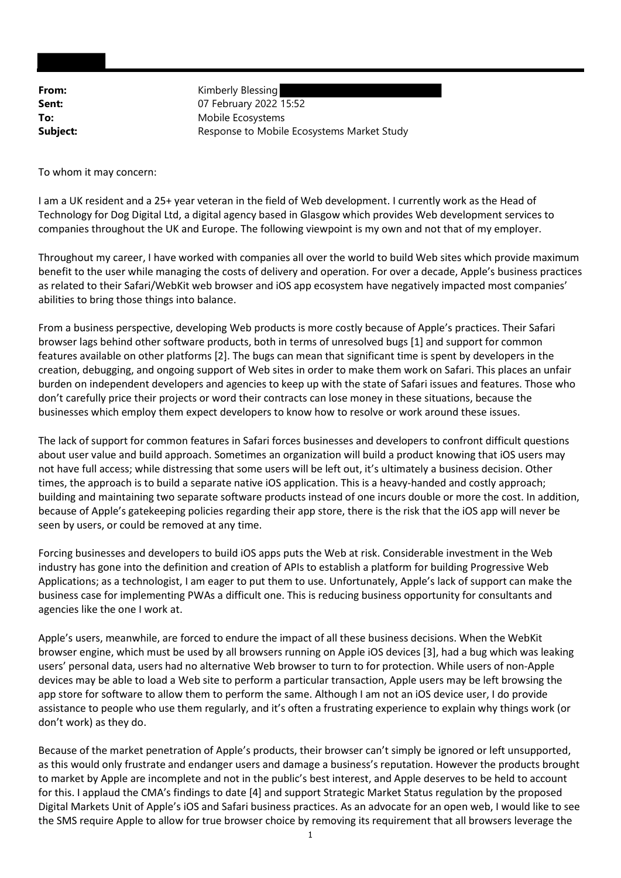| | |
|---|---|
| **From:** | Kimberly Blessing |
| **Sent:** | 07 February 2022 15:52 |
| **To:** | Mobile Ecosystems |
| **Subject:** | Response to Mobile Ecosystems Market Study |

To whom it may concern:

I am a UK resident and a 25+ year veteran in the field of Web development. I currently work as the Head of Technology for Dog Digital Ltd, a digital agency based in Glasgow which provides Web development services to companies throughout the UK and Europe. The following viewpoint is my own and not that of my employer.

Throughout my career, I have worked with companies all over the world to build Web sites which provide maximum benefit to the user while managing the costs of delivery and operation. For over a decade, Apple's business practices as related to their Safari/WebKit web browser and iOS app ecosystem have negatively impacted most companies' abilities to bring those things into balance.

From a business perspective, developing Web products is more costly because of Apple's practices. Their Safari browser lags behind other software products, both in terms of unresolved bugs [1] and support for common features available on other platforms [2]. The bugs can mean that significant time is spent by developers in the creation, debugging, and ongoing support of Web sites in order to make them work on Safari. This places an unfair burden on independent developers and agencies to keep up with the state of Safari issues and features. Those who don't carefully price their projects or word their contracts can lose money in these situations, because the businesses which employ them expect developers to know how to resolve or work around these issues.

The lack of support for common features in Safari forces businesses and developers to confront difficult questions about user value and build approach. Sometimes an organization will build a product knowing that iOS users may not have full access; while distressing that some users will be left out, it's ultimately a business decision. Other times, the approach is to build a separate native iOS application. This is a heavy-handed and costly approach; building and maintaining two separate software products instead of one incurs double or more the cost. In addition, because of Apple's gatekeeping policies regarding their app store, there is the risk that the iOS app will never be seen by users, or could be removed at any time.

Forcing businesses and developers to build iOS apps puts the Web at risk. Considerable investment in the Web industry has gone into the definition and creation of APIs to establish a platform for building Progressive Web Applications; as a technologist, I am eager to put them to use. Unfortunately, Apple's lack of support can make the business case for implementing PWAs a difficult one. This is reducing business opportunity for consultants and agencies like the one I work at.

Apple's users, meanwhile, are forced to endure the impact of all these business decisions. When the WebKit browser engine, which must be used by all browsers running on Apple iOS devices [3], had a bug which was leaking users' personal data, users had no alternative Web browser to turn to for protection. While users of non-Apple devices may be able to load a Web site to perform a particular transaction, Apple users may be left browsing the app store for software to allow them to perform the same. Although I am not an iOS device user, I do provide assistance to people who use them regularly, and it's often a frustrating experience to explain why things work (or don't work) as they do.

Because of the market penetration of Apple's products, their browser can't simply be ignored or left unsupported, as this would only frustrate and endanger users and damage a business's reputation. However the products brought to market by Apple are incomplete and not in the public's best interest, and Apple deserves to be held to account for this. I applaud the CMA's findings to date [4] and support Strategic Market Status regulation by the proposed Digital Markets Unit of Apple's iOS and Safari business practices. As an advocate for an open web, I would like to see the SMS require Apple to allow for true browser choice by removing its requirement that all browsers leverage the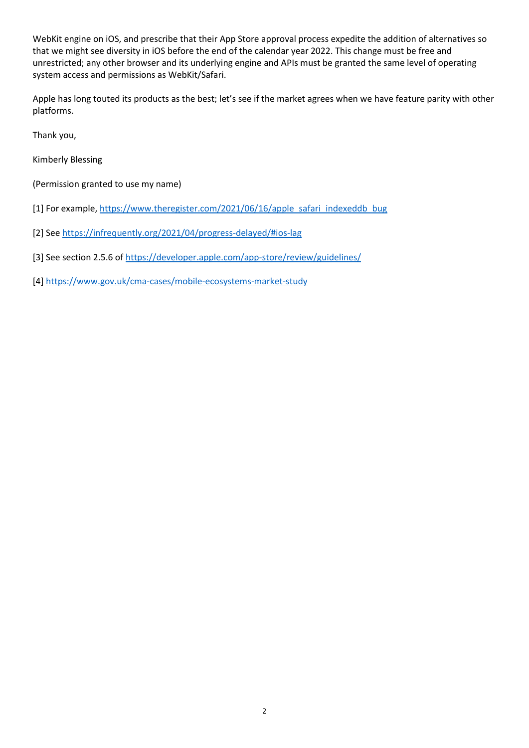WebKit engine on iOS, and prescribe that their App Store approval process expedite the addition of alternatives so that we might see diversity in iOS before the end of the calendar year 2022. This change must be free and unrestricted; any other browser and its underlying engine and APIs must be granted the same level of operating system access and permissions as WebKit/Safari.

Apple has long touted its products as the best; let's see if the market agrees when we have feature parity with other platforms.

Thank you,

Kimberly Blessing

(Permission granted to use my name)

[1] For example, https://www.theregister.com/2021/06/16/apple_safari_indexeddb_bug

[2] See https://infrequently.org/2021/04/progress-delayed/#ios-lag

[3] See section 2.5.6 of https://developer.apple.com/app-store/review/guidelines/

[4] https://www.gov.uk/cma-cases/mobile-ecosystems-market-study